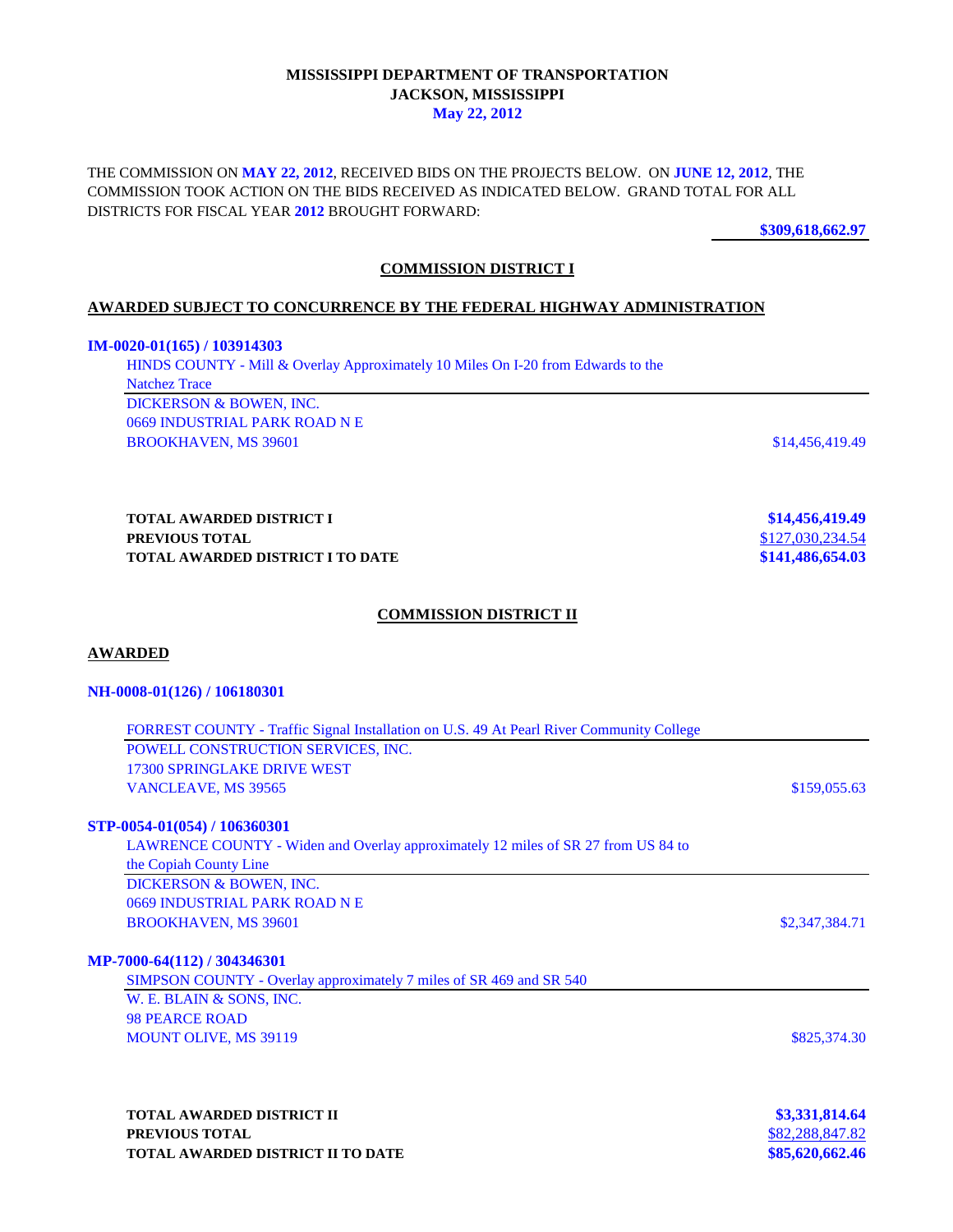# MISSISSIPPI DEPARTMENT OF TRANSPORTATION
## JACKSON, MISSISSIPPI
### May 22, 2012

THE COMMISSION ON **MAY 22, 2012**, RECEIVED BIDS ON THE PROJECTS BELOW. ON **JUNE 12, 2012**, THE COMMISSION TOOK ACTION ON THE BIDS RECEIVED AS INDICATED BELOW. GRAND TOTAL FOR ALL DISTRICTS FOR FISCAL YEAR **2012** BROUGHT FORWARD:

**$309,618,662.97**

## COMMISSION DISTRICT I

### AWARDED SUBJECT TO CONCURRENCE BY THE FEDERAL HIGHWAY ADMINISTRATION

**IM-0020-01(165) / 103914303**

HINDS COUNTY - Mill & Overlay Approximately 10 Miles On I-20 from Edwards to the Natchez Trace

DICKERSON & BOWEN, INC.
0669 INDUSTRIAL PARK ROAD N E
BROOKHAVEN, MS 39601 — $14,456,419.49

| | |
|---|---|
| **TOTAL AWARDED DISTRICT I** | **$14,456,419.49** |
| **PREVIOUS TOTAL** | $127,030,234.54 |
| **TOTAL AWARDED DISTRICT I TO DATE** | **$141,486,654.03** |

## COMMISSION DISTRICT II

### AWARDED

**NH-0008-01(126) / 106180301**

FORREST COUNTY - Traffic Signal Installation on U.S. 49 At Pearl River Community College

POWELL CONSTRUCTION SERVICES, INC.
17300 SPRINGLAKE DRIVE WEST
VANCLEAVE, MS 39565 — $159,055.63

**STP-0054-01(054) / 106360301**

LAWRENCE COUNTY - Widen and Overlay approximately 12 miles of SR 27 from US 84 to the Copiah County Line

DICKERSON & BOWEN, INC.
0669 INDUSTRIAL PARK ROAD N E
BROOKHAVEN, MS 39601 — $2,347,384.71

**MP-7000-64(112) / 304346301**

SIMPSON COUNTY - Overlay approximately 7 miles of SR 469 and SR 540

W. E. BLAIN & SONS, INC.
98 PEARCE ROAD
MOUNT OLIVE, MS 39119 — $825,374.30

| | |
|---|---|
| **TOTAL AWARDED DISTRICT II** | **$3,331,814.64** |
| **PREVIOUS TOTAL** | $82,288,847.82 |
| **TOTAL AWARDED DISTRICT II TO DATE** | **$85,620,662.46** |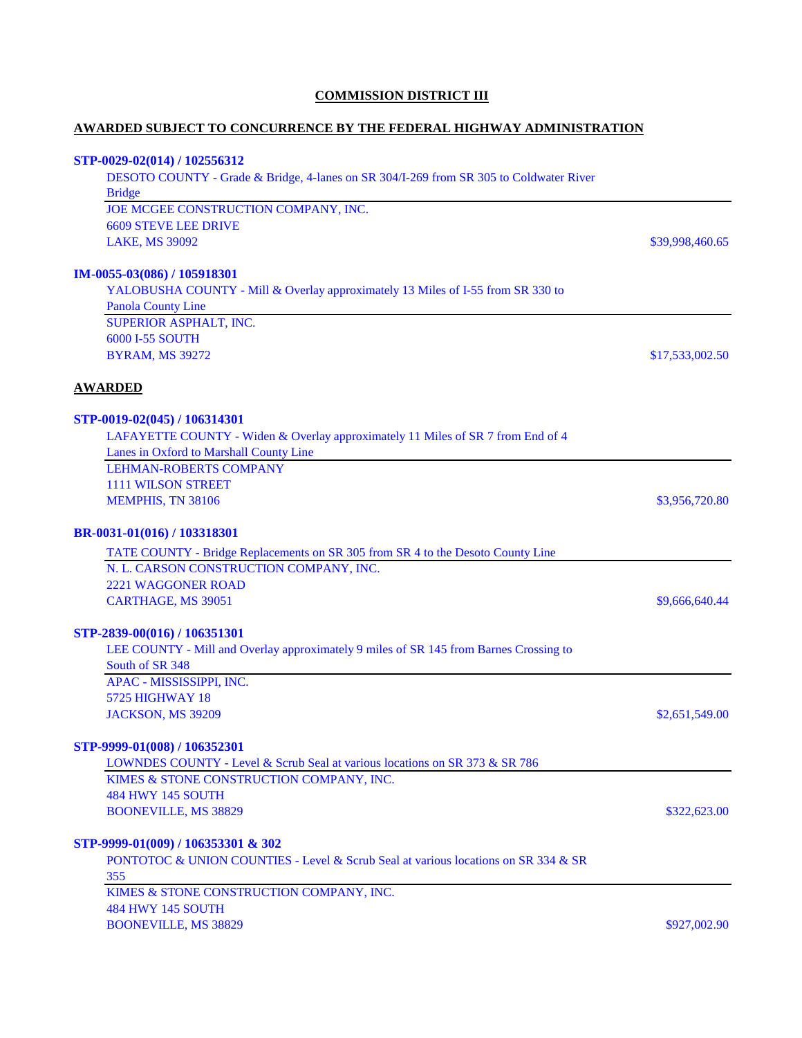## COMMISSION DISTRICT III

### AWARDED SUBJECT TO CONCURRENCE BY THE FEDERAL HIGHWAY ADMINISTRATION

**STP-0029-02(014) / 102556312**

DESOTO COUNTY - Grade & Bridge, 4-lanes on SR 304/I-269 from SR 305 to Coldwater River Bridge

JOE MCGEE CONSTRUCTION COMPANY, INC.
6609 STEVE LEE DRIVE
LAKE, MS 39092 — $39,998,460.65

**IM-0055-03(086) / 105918301**

YALOBUSHA COUNTY - Mill & Overlay approximately 13 Miles of I-55 from SR 330 to Panola County Line

SUPERIOR ASPHALT, INC.
6000 I-55 SOUTH
BYRAM, MS 39272 — $17,533,002.50

### AWARDED

**STP-0019-02(045) / 106314301**

LAFAYETTE COUNTY - Widen & Overlay approximately 11 Miles of SR 7 from End of 4 Lanes in Oxford to Marshall County Line

LEHMAN-ROBERTS COMPANY
1111 WILSON STREET
MEMPHIS, TN 38106 — $3,956,720.80

**BR-0031-01(016) / 103318301**

TATE COUNTY - Bridge Replacements on SR 305 from SR 4 to the Desoto County Line

N. L. CARSON CONSTRUCTION COMPANY, INC.
2221 WAGGONER ROAD
CARTHAGE, MS 39051 — $9,666,640.44

**STP-2839-00(016) / 106351301**

LEE COUNTY - Mill and Overlay approximately 9 miles of SR 145 from Barnes Crossing to South of SR 348

APAC - MISSISSIPPI, INC.
5725 HIGHWAY 18
JACKSON, MS 39209 — $2,651,549.00

**STP-9999-01(008) / 106352301**

LOWNDES COUNTY - Level & Scrub Seal at various locations on SR 373 & SR 786

KIMES & STONE CONSTRUCTION COMPANY, INC.
484 HWY 145 SOUTH
BOONEVILLE, MS 38829 — $322,623.00

**STP-9999-01(009) / 106353301 & 302**

PONTOTOC & UNION COUNTIES - Level & Scrub Seal at various locations on SR 334 & SR 355

KIMES & STONE CONSTRUCTION COMPANY, INC.
484 HWY 145 SOUTH
BOONEVILLE, MS 38829 — $927,002.90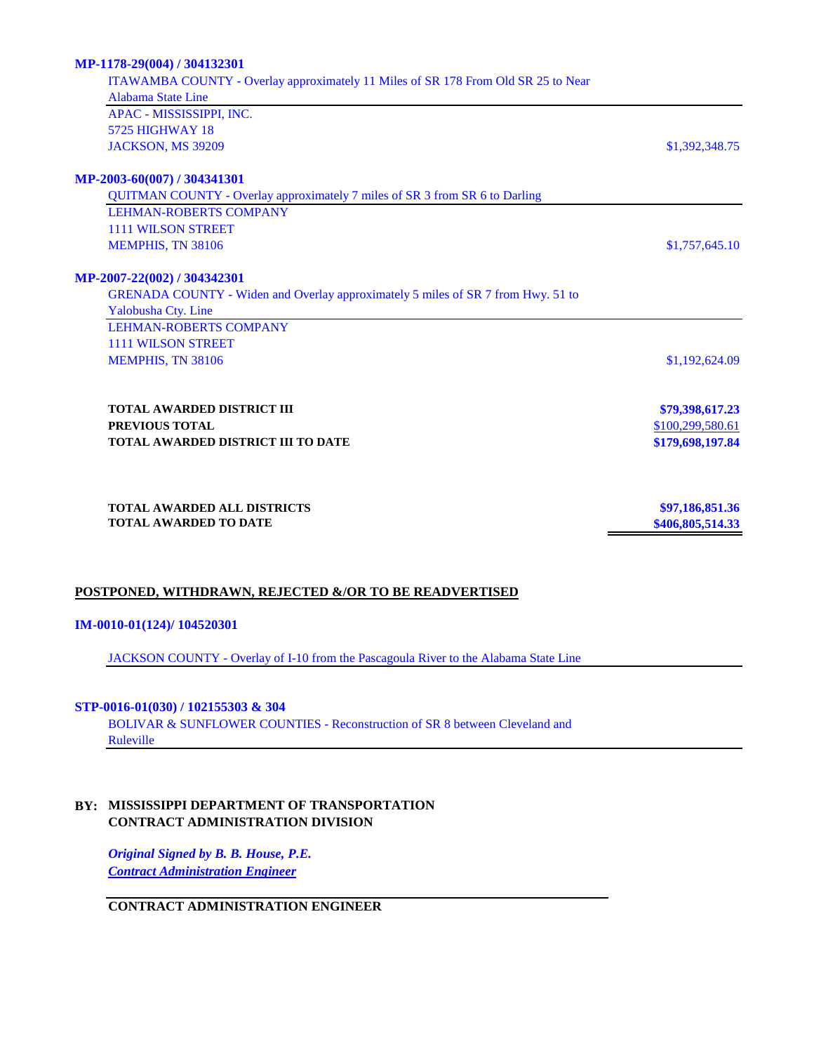**MP-1178-29(004) / 304132301**

ITAWAMBA COUNTY - Overlay approximately 11 Miles of SR 178 From Old SR 25 to Near Alabama State Line

APAC - MISSISSIPPI, INC.
5725 HIGHWAY 18
JACKSON, MS 39209 — $1,392,348.75

**MP-2003-60(007) / 304341301**

QUITMAN COUNTY - Overlay approximately 7 miles of SR 3 from SR 6 to Darling

LEHMAN-ROBERTS COMPANY
1111 WILSON STREET
MEMPHIS, TN 38106 — $1,757,645.10

**MP-2007-22(002) / 304342301**

GRENADA COUNTY - Widen and Overlay approximately 5 miles of SR 7 from Hwy. 51 to Yalobusha Cty. Line

LEHMAN-ROBERTS COMPANY
1111 WILSON STREET
MEMPHIS, TN 38106 — $1,192,624.09

| | |
|---|---|
| **TOTAL AWARDED DISTRICT III** | **$79,398,617.23** |
| **PREVIOUS TOTAL** | $100,299,580.61 |
| **TOTAL AWARDED DISTRICT III TO DATE** | **$179,698,197.84** |

| | |
|---|---|
| **TOTAL AWARDED ALL DISTRICTS** | **$97,186,851.36** |
| **TOTAL AWARDED TO DATE** | **$406,805,514.33** |

## POSTPONED, WITHDRAWN, REJECTED &/OR TO BE READVERTISED

**IM-0010-01(124)/ 104520301**

JACKSON COUNTY - Overlay of I-10 from the Pascagoula River to the Alabama State Line

**STP-0016-01(030) / 102155303 & 304**

BOLIVAR & SUNFLOWER COUNTIES - Reconstruction of SR 8 between Cleveland and Ruleville

**BY: MISSISSIPPI DEPARTMENT OF TRANSPORTATION**
**CONTRACT ADMINISTRATION DIVISION**

***Original Signed by B. B. House, P.E.***
***Contract Administration Engineer***

**CONTRACT ADMINISTRATION ENGINEER**